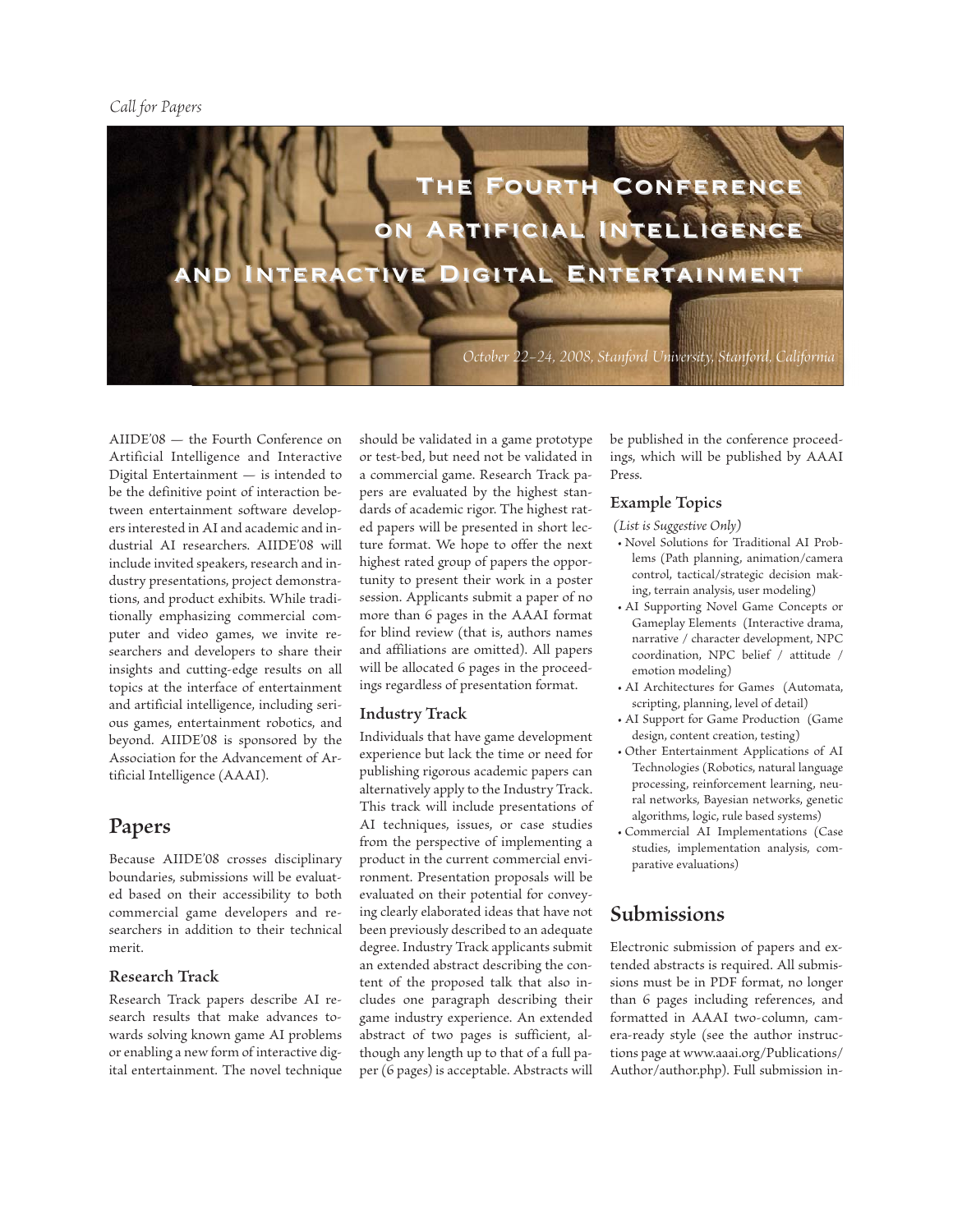*Call for Papers*

# The Fourth Conference on Artificial Intelligence and Interactive Digital Entertainment

*October 22–24, 2008, Stanford University, Stanford, California*

AIIDE'08 — the Fourth Conference on Artificial Intelligence and Interactive Digital Entertainment — is intended to be the definitive point of interaction between entertainment software developers interested in AI and academic and industrial AI researchers. AIIDE'08 will include invited speakers, research and industry presentations, project demonstrations, and product exhibits. While traditionally emphasizing commercial computer and video games, we invite researchers and developers to share their insights and cutting-edge results on all topics at the interface of entertainment and artificial intelligence, including serious games, entertainment robotics, and beyond. AIIDE'08 is sponsored by the Association for the Advancement of Artificial Intelligence (AAAI).

## Papers

Because AIIDE'08 crosses disciplinary boundaries, submissions will be evaluated based on their accessibility to both commercial game developers and researchers in addition to their technical merit.

### Research Track

Research Track papers describe AI research results that make advances towards solving known game AI problems or enabling a new form of interactive digital entertainment. The novel technique should be validated in a game prototype or test-bed, but need not be validated in a commercial game. Research Track papers are evaluated by the highest standards of academic rigor. The highest rated papers will be presented in short lecture format. We hope to offer the next highest rated group of papers the opportunity to present their work in a poster session. Applicants submit a paper of no more than 6 pages in the AAAI format for blind review (that is, authors names and affiliations are omitted). All papers will be allocated 6 pages in the proceedings regardless of presentation format.

### Industry Track

Individuals that have game development experience but lack the time or need for publishing rigorous academic papers can alternatively apply to the Industry Track. This track will include presentations of AI techniques, issues, or case studies from the perspective of implementing a product in the current commercial environment. Presentation proposals will be evaluated on their potential for conveying clearly elaborated ideas that have not been previously described to an adequate degree. Industry Track applicants submit an extended abstract describing the content of the proposed talk that also includes one paragraph describing their game industry experience. An extended abstract of two pages is sufficient, although any length up to that of a full paper (6 pages) is acceptable. Abstracts will be published in the conference proceedings, which will be published by AAAI Press.

### Example Topics

*(List is Suggestive Only)*

- Novel Solutions for Traditional AI Problems (Path planning, animation/camera control, tactical/strategic decision making, terrain analysis, user modeling)
- AI Supporting Novel Game Concepts or Gameplay Elements (Interactive drama, narrative / character development, NPC coordination, NPC belief / attitude / emotion modeling)
- AI Architectures for Games (Automata, scripting, planning, level of detail)
- AI Support for Game Production (Game design, content creation, testing)
- Other Entertainment Applications of AI Technologies (Robotics, natural language processing, reinforcement learning, neural networks, Bayesian networks, genetic algorithms, logic, rule based systems)
- Commercial AI Implementations (Case studies, implementation analysis, comparative evaluations)

## Submissions

Electronic submission of papers and extended abstracts is required. All submissions must be in PDF format, no longer than 6 pages including references, and formatted in AAAI two-column, camera-ready style (see the author instructions page at www.aaai.org/Publications/Author/author.php). Full submission in-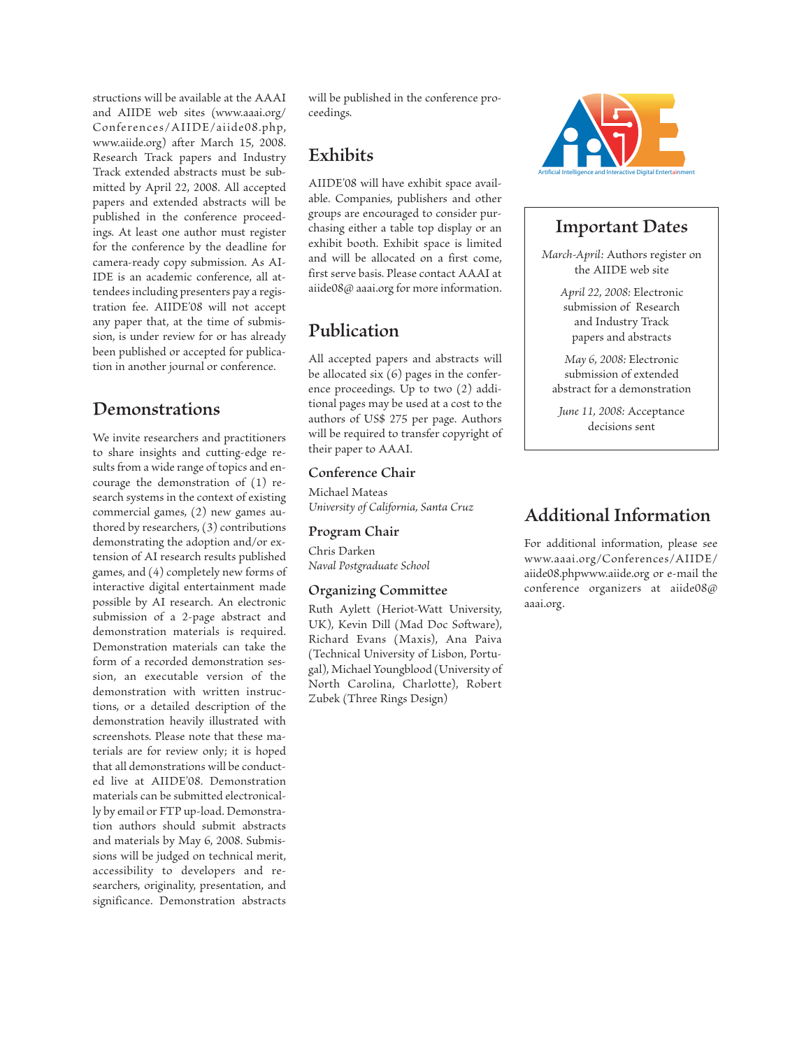structions will be available at the AAAI and AIIDE web sites (www.aaai.org/Conferences/AIIDE/aiide08.php, www.aiide.org) after March 15, 2008. Research Track papers and Industry Track extended abstracts must be submitted by April 22, 2008. All accepted papers and extended abstracts will be published in the conference proceedings. At least one author must register for the conference by the deadline for camera-ready copy submission. As AIIDE is an academic conference, all attendees including presenters pay a registration fee. AIIDE'08 will not accept any paper that, at the time of submission, is under review for or has already been published or accepted for publication in another journal or conference.

## Demonstrations

We invite researchers and practitioners to share insights and cutting-edge results from a wide range of topics and encourage the demonstration of (1) research systems in the context of existing commercial games, (2) new games authored by researchers, (3) contributions demonstrating the adoption and/or extension of AI research results published games, and (4) completely new forms of interactive digital entertainment made possible by AI research. An electronic submission of a 2-page abstract and demonstration materials is required. Demonstration materials can take the form of a recorded demonstration session, an executable version of the demonstration with written instructions, or a detailed description of the demonstration heavily illustrated with screenshots. Please note that these materials are for review only; it is hoped that all demonstrations will be conducted live at AIIDE'08. Demonstration materials can be submitted electronically by email or FTP up-load. Demonstration authors should submit abstracts and materials by May 6, 2008. Submissions will be judged on technical merit, accessibility to developers and researchers, originality, presentation, and significance. Demonstration abstracts will be published in the conference proceedings.

## Exhibits

AIIDE'08 will have exhibit space available. Companies, publishers and other groups are encouraged to consider purchasing either a table top display or an exhibit booth. Exhibit space is limited and will be allocated on a first come, first serve basis. Please contact AAAI at aiide08@ aaai.org for more information.

## Publication

All accepted papers and abstracts will be allocated six (6) pages in the conference proceedings. Up to two (2) additional pages may be used at a cost to the authors of US$ 275 per page. Authors will be required to transfer copyright of their paper to AAAI.

### Conference Chair

Michael Mateas
*University of California, Santa Cruz*

### Program Chair

Chris Darken
*Naval Postgraduate School*

### Organizing Committee

Ruth Aylett (Heriot-Watt University, UK), Kevin Dill (Mad Doc Software), Richard Evans (Maxis), Ana Paiva (Technical University of Lisbon, Portugal), Michael Youngblood (University of North Carolina, Charlotte), Robert Zubek (Three Rings Design)

Artificial Intelligence and Interactive Digital Entertainment

## Important Dates

*March-April:* Authors register on the AIIDE web site

*April 22, 2008:* Electronic submission of Research and Industry Track papers and abstracts

*May 6, 2008:* Electronic submission of extended abstract for a demonstration

*June 11, 2008:* Acceptance decisions sent

## Additional Information

For additional information, please see www.aaai.org/Conferences/AIIDE/aiide08.phpwww.aiide.org or e-mail the conference organizers at aiide08@ aaai.org.